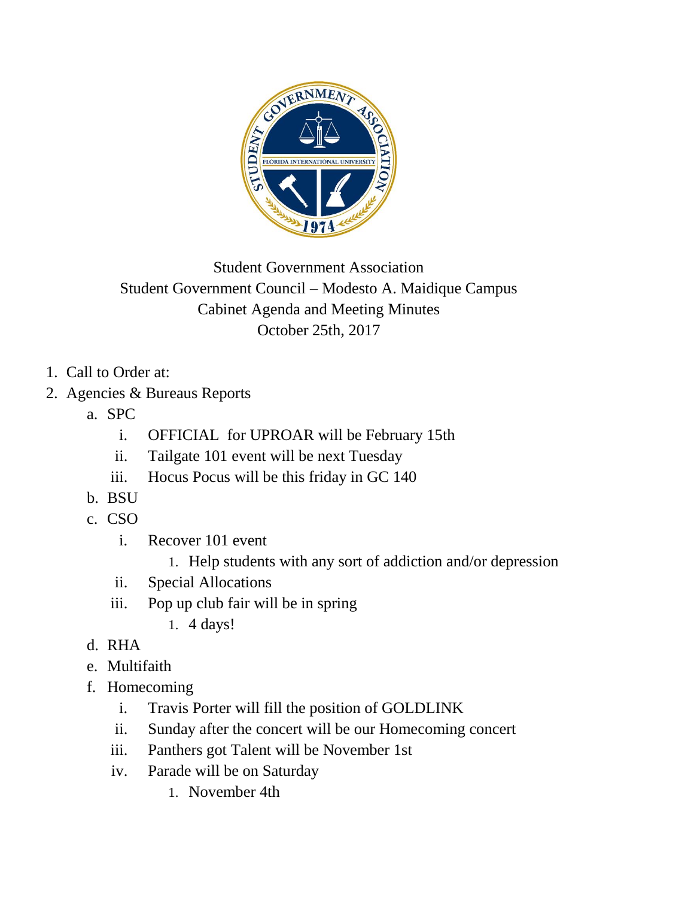Student Government Association
Student Government Council – Modesto A. Maidique Campus
Cabinet Agenda and Meeting Minutes
October 25th, 2017

1. Call to Order at:
2. Agencies & Bureaus Reports
   a. SPC
      i. OFFICIAL  for UPROAR will be February 15th
      ii. Tailgate 101 event will be next Tuesday
      iii. Hocus Pocus will be this friday in GC 140
   b. BSU
   c. CSO
      i. Recover 101 event
         1. Help students with any sort of addiction and/or depression
      ii. Special Allocations
      iii. Pop up club fair will be in spring
         1. 4 days!
   d. RHA
   e. Multifaith
   f. Homecoming
      i. Travis Porter will fill the position of GOLDLINK
      ii. Sunday after the concert will be our Homecoming concert
      iii. Panthers got Talent will be November 1st
      iv. Parade will be on Saturday
         1. November 4th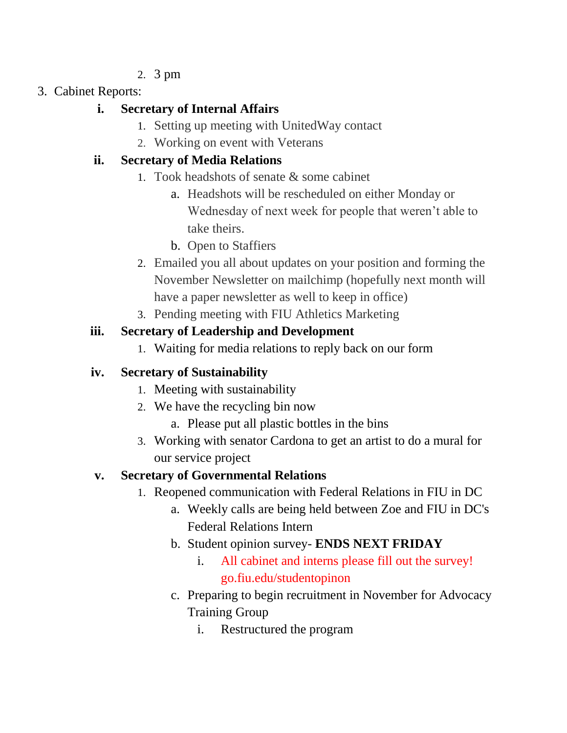2. 3 pm

3. Cabinet Reports:

   i. **Secretary of Internal Affairs**
      1. Setting up meeting with UnitedWay contact
      2. Working on event with Veterans

   ii. **Secretary of Media Relations**
      1. Took headshots of senate & some cabinet
         a. Headshots will be rescheduled on either Monday or Wednesday of next week for people that weren't able to take theirs.
         b. Open to Staffiers
      2. Emailed you all about updates on your position and forming the November Newsletter on mailchimp (hopefully next month will have a paper newsletter as well to keep in office)
      3. Pending meeting with FIU Athletics Marketing

   iii. **Secretary of Leadership and Development**
      1. Waiting for media relations to reply back on our form

   iv. **Secretary of Sustainability**
      1. Meeting with sustainability
      2. We have the recycling bin now
         a. Please put all plastic bottles in the bins
      3. Working with senator Cardona to get an artist to do a mural for our service project

   v. **Secretary of Governmental Relations**
      1. Reopened communication with Federal Relations in FIU in DC
         a. Weekly calls are being held between Zoe and FIU in DC's Federal Relations Intern
         b. Student opinion survey- **ENDS NEXT FRIDAY**
            i. All cabinet and interns please fill out the survey! go.fiu.edu/studentopinon
         c. Preparing to begin recruitment in November for Advocacy Training Group
            i. Restructured the program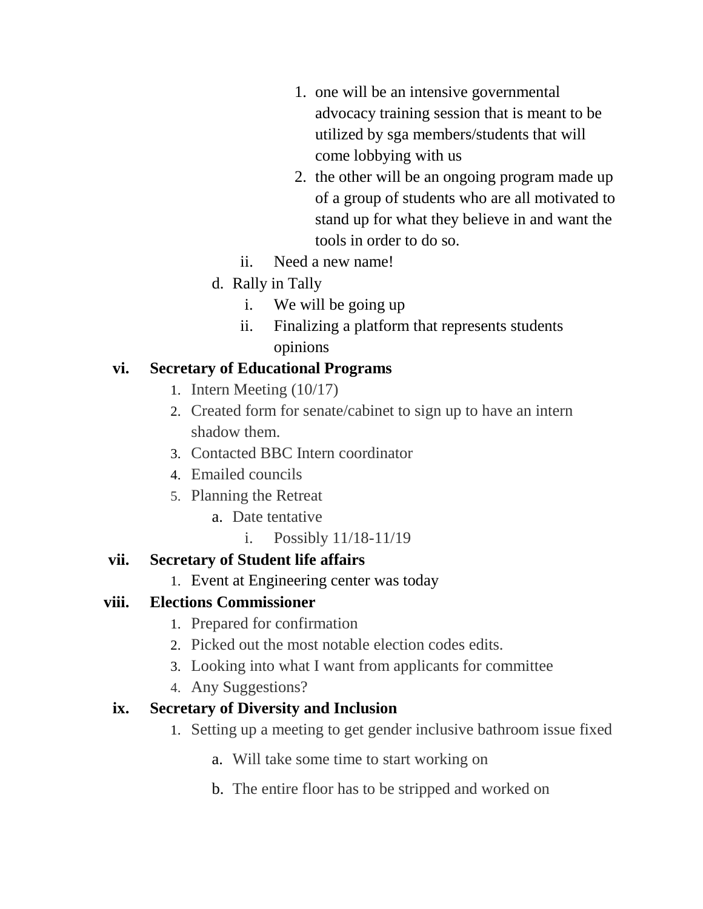1. one will be an intensive governmental advocacy training session that is meant to be utilized by sga members/students that will come lobbying with us
            2. the other will be an ongoing program made up of a group of students who are all motivated to stand up for what they believe in and want the tools in order to do so.
         ii. Need a new name!
      d. Rally in Tally
         i. We will be going up
         ii. Finalizing a platform that represents students opinions

**vi. Secretary of Educational Programs**

1. Intern Meeting (10/17)
2. Created form for senate/cabinet to sign up to have an intern shadow them.
3. Contacted BBC Intern coordinator
4. Emailed councils
5. Planning the Retreat
   a. Date tentative
      i. Possibly 11/18-11/19

**vii. Secretary of Student life affairs**

1. Event at Engineering center was today

**viii. Elections Commissioner**

1. Prepared for confirmation
2. Picked out the most notable election codes edits.
3. Looking into what I want from applicants for committee
4. Any Suggestions?

**ix. Secretary of Diversity and Inclusion**

1. Setting up a meeting to get gender inclusive bathroom issue fixed
   a. Will take some time to start working on
   b. The entire floor has to be stripped and worked on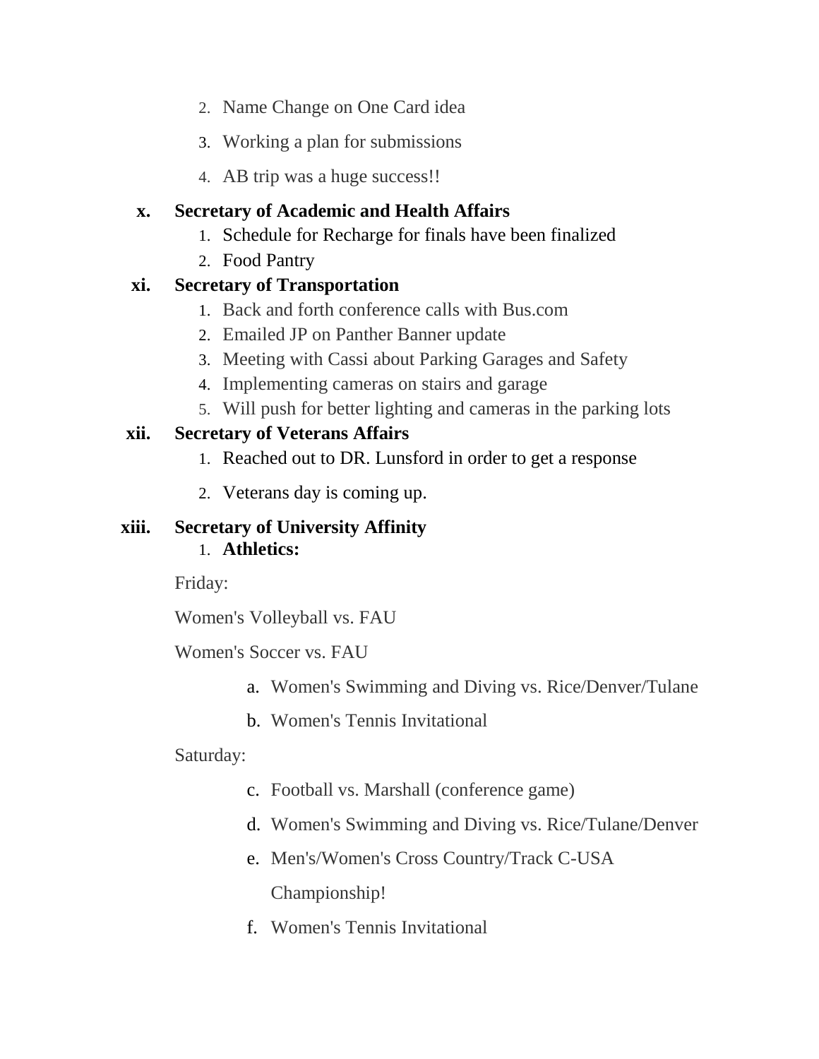2. Name Change on One Card idea
3. Working a plan for submissions
4. AB trip was a huge success!!

x. **Secretary of Academic and Health Affairs**
   1. Schedule for Recharge for finals have been finalized
   2. Food Pantry

xi. **Secretary of Transportation**
   1. Back and forth conference calls with Bus.com
   2. Emailed JP on Panther Banner update
   3. Meeting with Cassi about Parking Garages and Safety
   4. Implementing cameras on stairs and garage
   5. Will push for better lighting and cameras in the parking lots

xii. **Secretary of Veterans Affairs**
   1. Reached out to DR. Lunsford in order to get a response
   2. Veterans day is coming up.

xiii. **Secretary of University Affinity**
   1. **Athletics:**

   Friday:

   Women's Volleyball vs. FAU

   Women's Soccer vs. FAU

      a. Women's Swimming and Diving vs. Rice/Denver/Tulane
      b. Women's Tennis Invitational

   Saturday:

      c. Football vs. Marshall (conference game)
      d. Women's Swimming and Diving vs. Rice/Tulane/Denver
      e. Men's/Women's Cross Country/Track C-USA Championship!
      f. Women's Tennis Invitational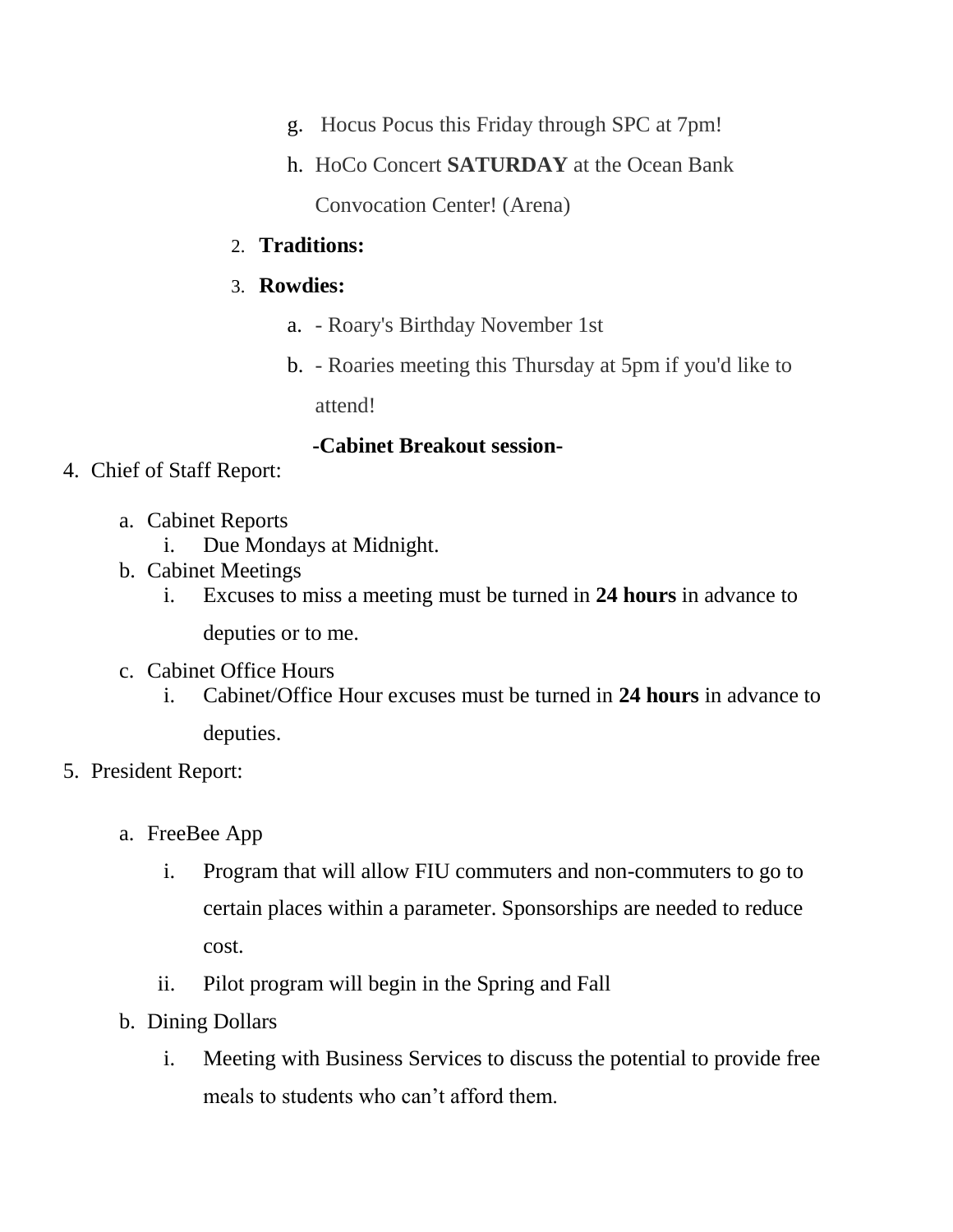g. Hocus Pocus this Friday through SPC at 7pm!
   h. HoCo Concert **SATURDAY** at the Ocean Bank Convocation Center! (Arena)

2. **Traditions:**
3. **Rowdies:**
   a. - Roary's Birthday November 1st
   b. - Roaries meeting this Thursday at 5pm if you'd like to attend!

**-Cabinet Breakout session-**

4. Chief of Staff Report:
   a. Cabinet Reports
      i. Due Mondays at Midnight.
   b. Cabinet Meetings
      i. Excuses to miss a meeting must be turned in **24 hours** in advance to deputies or to me.
   c. Cabinet Office Hours
      i. Cabinet/Office Hour excuses must be turned in **24 hours** in advance to deputies.
5. President Report:
   a. FreeBee App
      i. Program that will allow FIU commuters and non-commuters to go to certain places within a parameter. Sponsorships are needed to reduce cost.
      ii. Pilot program will begin in the Spring and Fall
   b. Dining Dollars
      i. Meeting with Business Services to discuss the potential to provide free meals to students who can't afford them.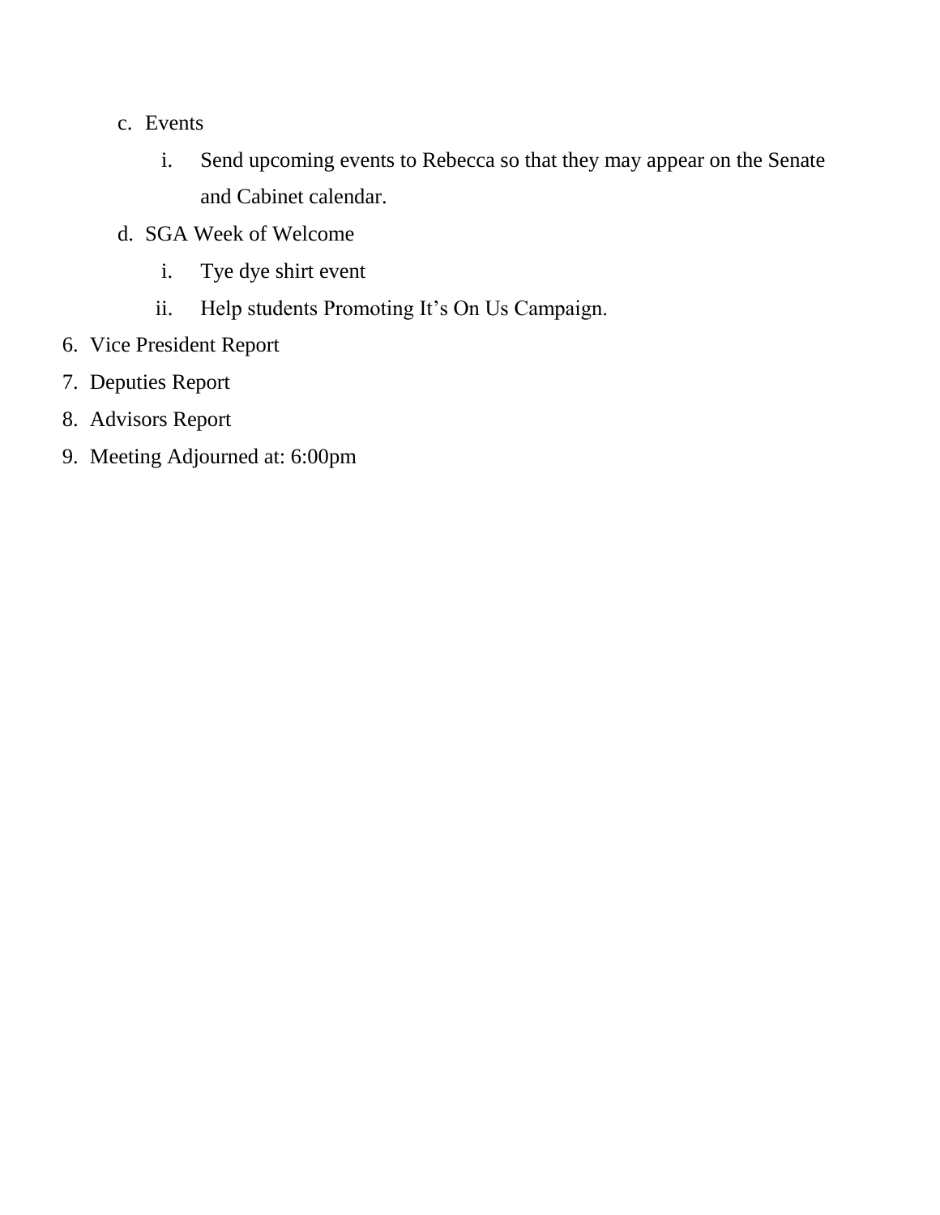c. Events
      i. Send upcoming events to Rebecca so that they may appear on the Senate and Cabinet calendar.
   d. SGA Week of Welcome
      i. Tye dye shirt event
      ii. Help students Promoting It's On Us Campaign.
6. Vice President Report
7. Deputies Report
8. Advisors Report
9. Meeting Adjourned at: 6:00pm